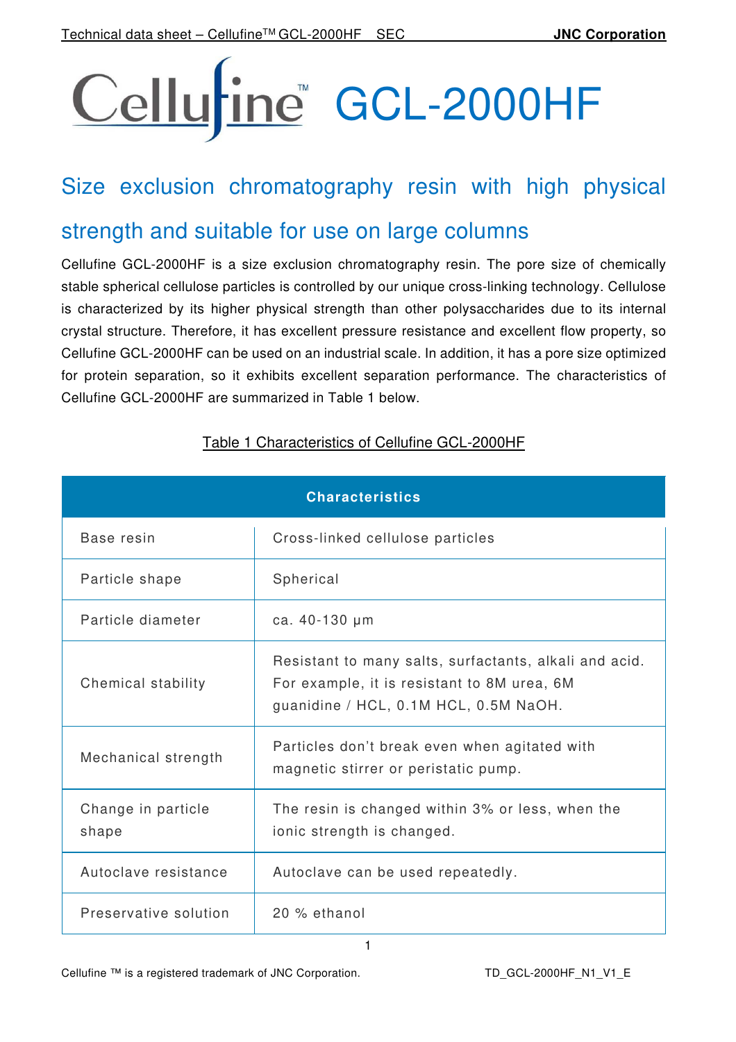# Cellufine™ GCL-2000HF

## Size exclusion chromatography resin with high physical strength and suitable for use on large columns

Cellufine GCL-2000HF is a size exclusion chromatography resin. The pore size of chemically stable spherical cellulose particles is controlled by our unique cross-linking technology. Cellulose is characterized by its higher physical strength than other polysaccharides due to its internal crystal structure. Therefore, it has excellent pressure resistance and excellent flow property, so Cellufine GCL-2000HF can be used on an industrial scale. In addition, it has a pore size optimized for protein separation, so it exhibits excellent separation performance. The characteristics of Cellufine GCL-2000HF are summarized in Table 1 below.

Table 1 Characteristics of Cellufine GCL-2000HF

| Characteristics | |
|---|---|
| Base resin | Cross-linked cellulose particles |
| Particle shape | Spherical |
| Particle diameter | ca. 40-130 μm |
| Chemical stability | Resistant to many salts, surfactants, alkali and acid. For example, it is resistant to 8M urea, 6M guanidine / HCL, 0.1M HCL, 0.5M NaOH. |
| Mechanical strength | Particles don't break even when agitated with magnetic stirrer or peristatic pump. |
| Change in particle shape | The resin is changed within 3% or less, when the ionic strength is changed. |
| Autoclave resistance | Autoclave can be used repeatedly. |
| Preservative solution | 20 % ethanol |

Cellufine ™ is a registered trademark of JNC Corporation.

TD_GCL-2000HF_N1_V1_E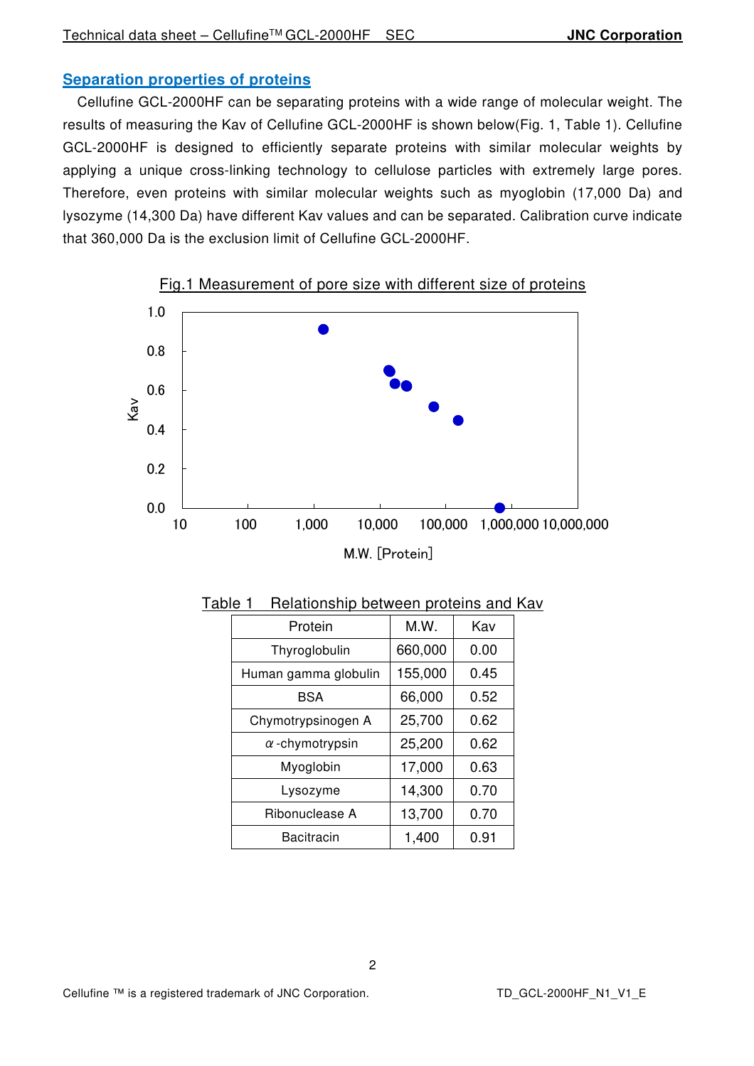## Separation properties of proteins

Cellufine GCL-2000HF can be separating proteins with a wide range of molecular weight. The results of measuring the Kav of Cellufine GCL-2000HF is shown below(Fig. 1, Table 1). Cellufine GCL-2000HF is designed to efficiently separate proteins with similar molecular weights by applying a unique cross-linking technology to cellulose particles with extremely large pores. Therefore, even proteins with similar molecular weights such as myoglobin (17,000 Da) and lysozyme (14,300 Da) have different Kav values and can be separated. Calibration curve indicate that 360,000 Da is the exclusion limit of Cellufine GCL-2000HF.

Fig.1 Measurement of pore size with different size of proteins

Table 1 Relationship between proteins and Kav

| Protein | M.W. | Kav |
|---|---|---|
| Thyroglobulin | 660,000 | 0.00 |
| Human gamma globulin | 155,000 | 0.45 |
| BSA | 66,000 | 0.52 |
| Chymotrypsinogen A | 25,700 | 0.62 |
| α-chymotrypsin | 25,200 | 0.62 |
| Myoglobin | 17,000 | 0.63 |
| Lysozyme | 14,300 | 0.70 |
| Ribonuclease A | 13,700 | 0.70 |
| Bacitracin | 1,400 | 0.91 |

Cellufine ™ is a registered trademark of JNC Corporation.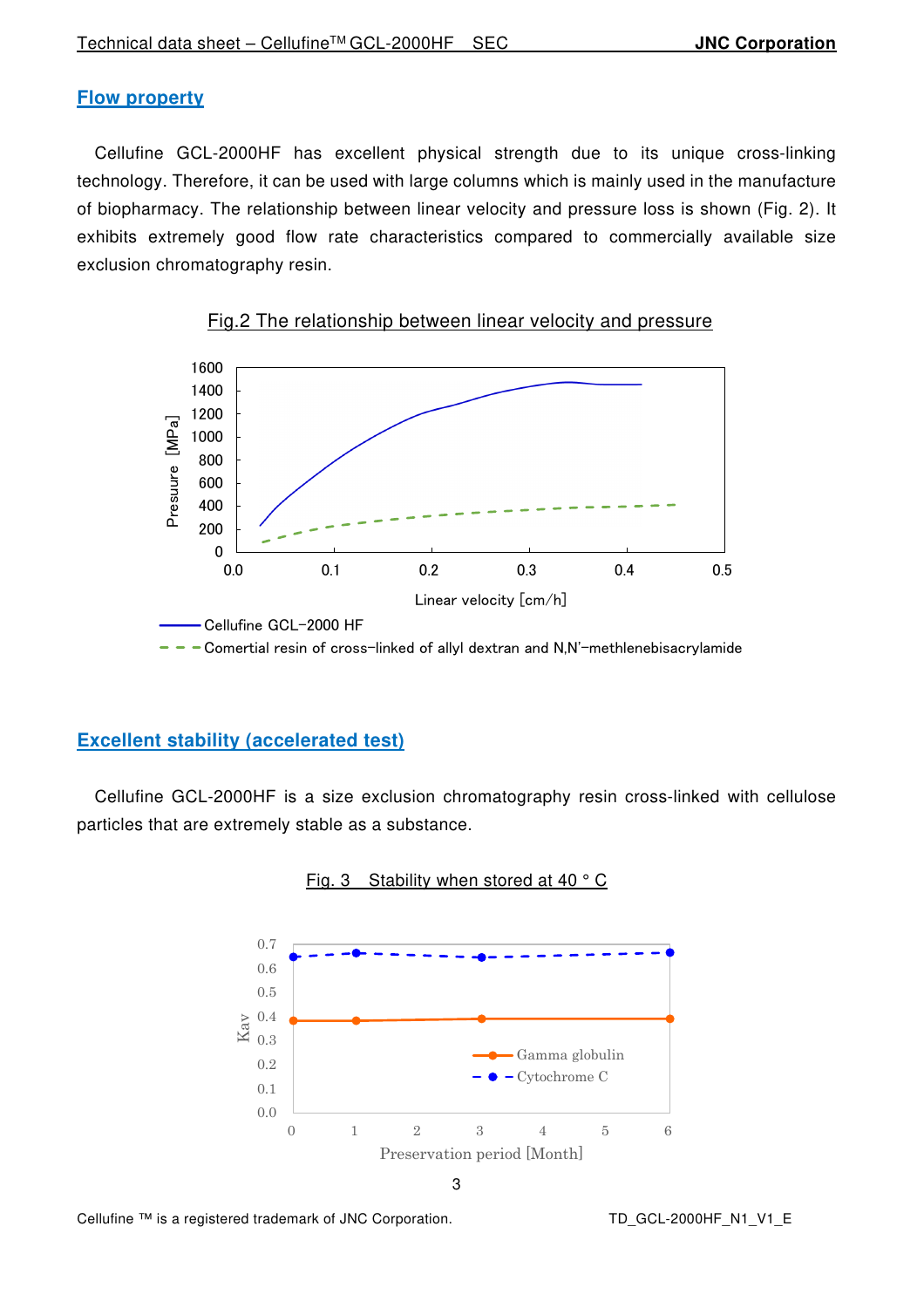## Flow property

Cellufine GCL-2000HF has excellent physical strength due to its unique cross-linking technology. Therefore, it can be used with large columns which is mainly used in the manufacture of biopharmacy. The relationship between linear velocity and pressure loss is shown (Fig. 2). It exhibits extremely good flow rate characteristics compared to commercially available size exclusion chromatography resin.

Fig.2 The relationship between linear velocity and pressure

## Excellent stability (accelerated test)

Cellufine GCL-2000HF is a size exclusion chromatography resin cross-linked with cellulose particles that are extremely stable as a substance.

Fig. 3 Stability when stored at 40 ° C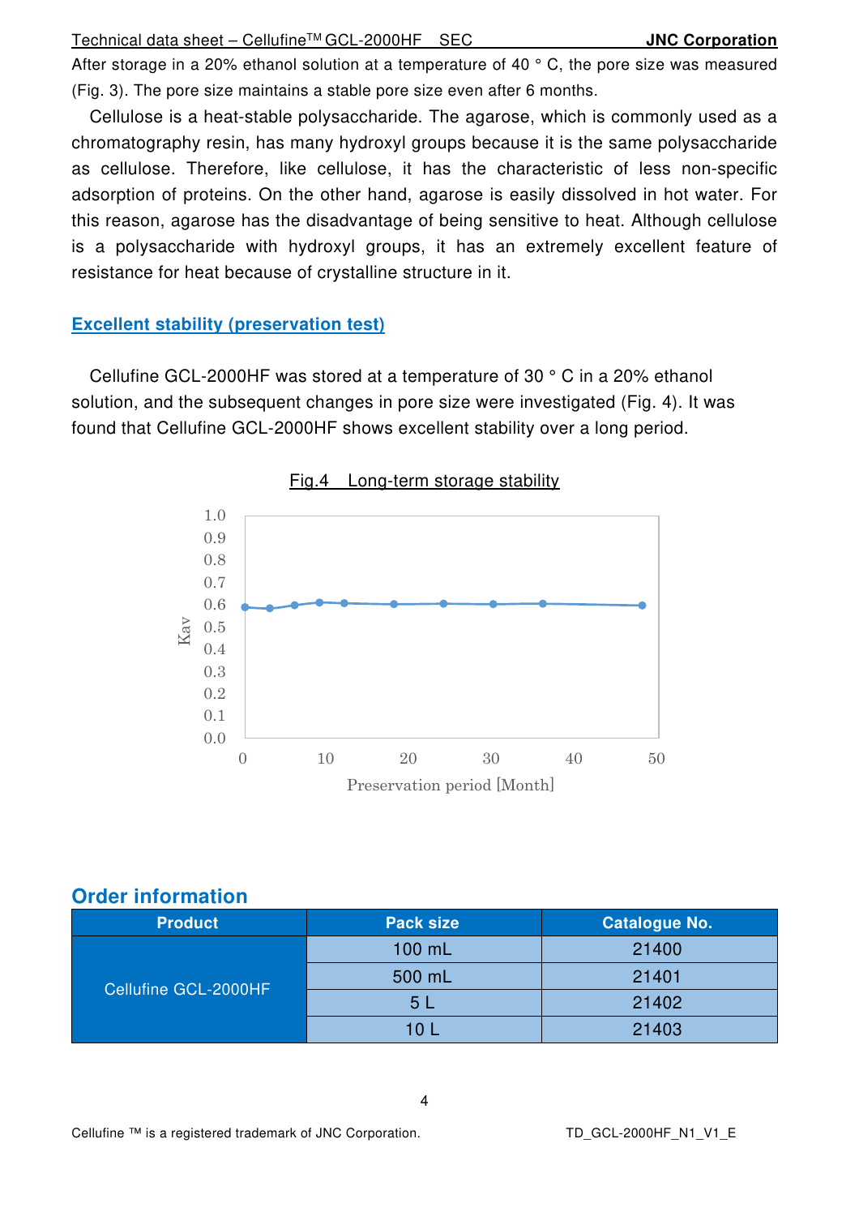After storage in a 20% ethanol solution at a temperature of 40 ° C, the pore size was measured (Fig. 3). The pore size maintains a stable pore size even after 6 months.

Cellulose is a heat-stable polysaccharide. The agarose, which is commonly used as a chromatography resin, has many hydroxyl groups because it is the same polysaccharide as cellulose. Therefore, like cellulose, it has the characteristic of less non-specific adsorption of proteins. On the other hand, agarose is easily dissolved in hot water. For this reason, agarose has the disadvantage of being sensitive to heat. Although cellulose is a polysaccharide with hydroxyl groups, it has an extremely excellent feature of resistance for heat because of crystalline structure in it.

## Excellent stability (preservation test)

Cellufine GCL-2000HF was stored at a temperature of 30 ° C in a 20% ethanol solution, and the subsequent changes in pore size were investigated (Fig. 4). It was found that Cellufine GCL-2000HF shows excellent stability over a long period.

Fig.4 Long-term storage stability

## Order information

| Product | Pack size | Catalogue No. |
|---|---|---|
| Cellufine GCL-2000HF | 100 mL | 21400 |
| | 500 mL | 21401 |
| | 5 L | 21402 |
| | 10 L | 21403 |

Cellufine ™ is a registered trademark of JNC Corporation.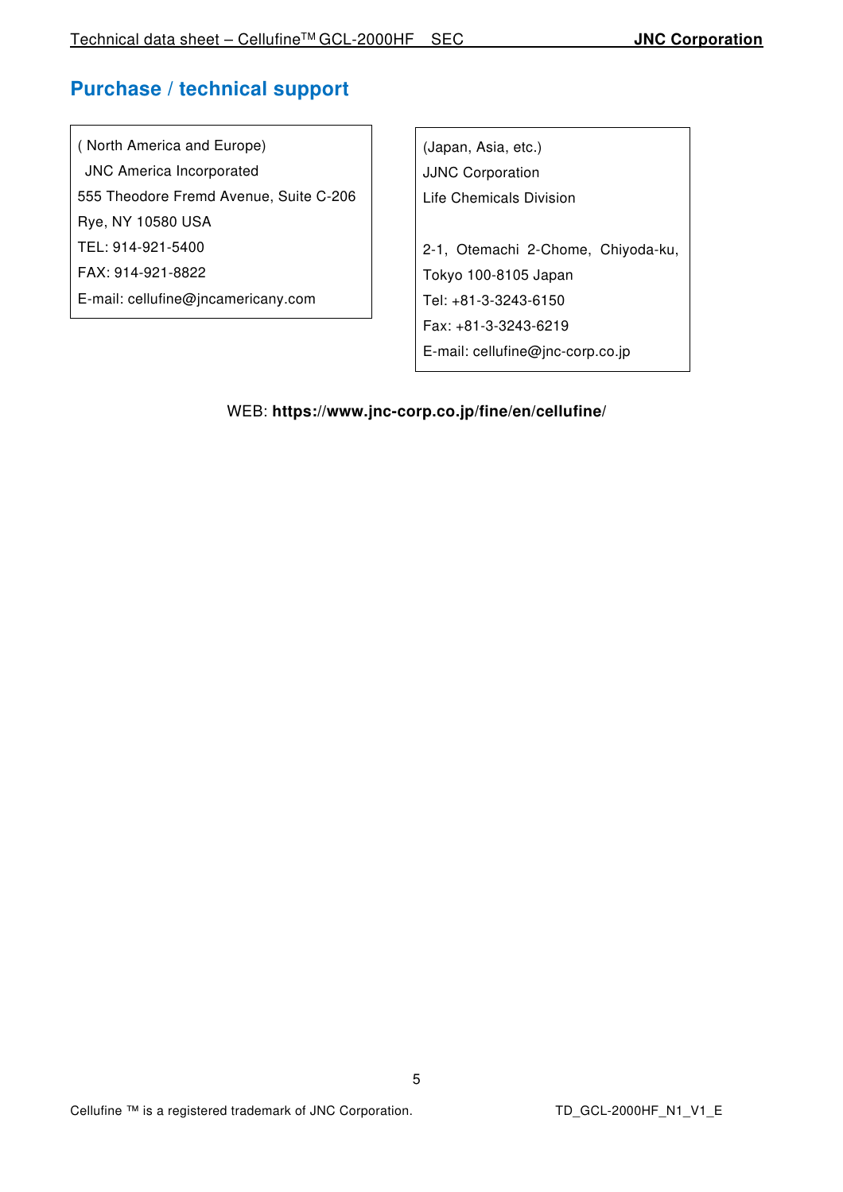## Purchase / technical support

( North America and Europe)
JNC America Incorporated
555 Theodore Fremd Avenue, Suite C-206
Rye, NY 10580 USA
TEL: 914-921-5400
FAX: 914-921-8822
E-mail: cellufine@jncamericany.com

(Japan, Asia, etc.)
JJNC Corporation
Life Chemicals Division

2-1, Otemachi 2-Chome, Chiyoda-ku,
Tokyo 100-8105 Japan
Tel: +81-3-3243-6150
Fax: +81-3-3243-6219
E-mail: cellufine@jnc-corp.co.jp

WEB: **https://www.jnc-corp.co.jp/fine/en/cellufine/**

Cellufine ™ is a registered trademark of JNC Corporation.

TD_GCL-2000HF_N1_V1_E